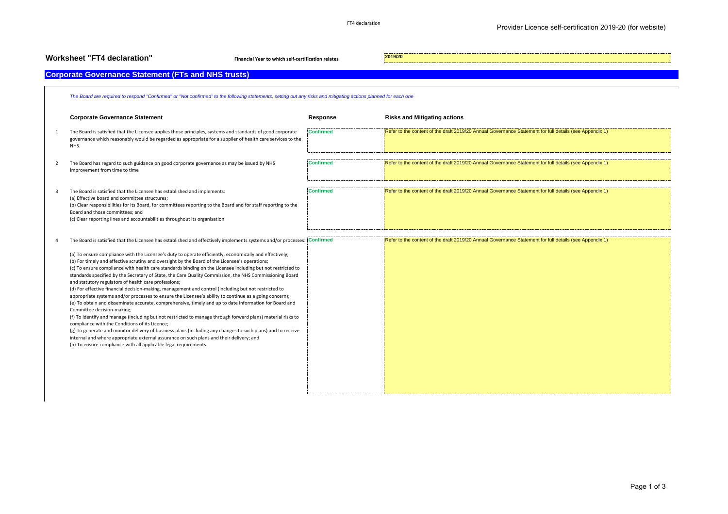# Worksheet "FT4 declaration"

**Financial Year to which self-certification relates** 2019/20

## Corporate Governance Statement (FTs and NHS trusts)

*The Board are required to respond "Confirmed" or "Not confirmed" to the following statements, setting out any risks and mitigating actions planned for each one*

| | Corporate Governance Statement | Response | Risks and Mitigating actions |
|---|---|---|---|
| 1 | The Board is satisfied that the Licensee applies those principles, systems and standards of good corporate governance which reasonably would be regarded as appropriate for a supplier of health care services to the NHS. | Confirmed | Refer to the content of the draft 2019/20 Annual Governance Statement for full details (see Appendix 1) |
| 2 | The Board has regard to such guidance on good corporate governance as may be issued by NHS Improvement from time to time | Confirmed | Refer to the content of the draft 2019/20 Annual Governance Statement for full details (see Appendix 1) |
| 3 | The Board is satisfied that the Licensee has established and implements:<br>(a) Effective board and committee structures;<br>(b) Clear responsibilities for its Board, for committees reporting to the Board and for staff reporting to the Board and those committees; and<br>(c) Clear reporting lines and accountabilities throughout its organisation. | Confirmed | Refer to the content of the draft 2019/20 Annual Governance Statement for full details (see Appendix 1) |
| 4 | The Board is satisfied that the Licensee has established and effectively implements systems and/or processes:<br><br>(a) To ensure compliance with the Licensee's duty to operate efficiently, economically and effectively;<br>(b) For timely and effective scrutiny and oversight by the Board of the Licensee's operations;<br>(c) To ensure compliance with health care standards binding on the Licensee including but not restricted to standards specified by the Secretary of State, the Care Quality Commission, the NHS Commissioning Board and statutory regulators of health care professions;<br>(d) For effective financial decision-making, management and control (including but not restricted to appropriate systems and/or processes to ensure the Licensee's ability to continue as a going concern);<br>(e) To obtain and disseminate accurate, comprehensive, timely and up to date information for Board and Committee decision-making;<br>(f) To identify and manage (including but not restricted to manage through forward plans) material risks to compliance with the Conditions of its Licence;<br>(g) To generate and monitor delivery of business plans (including any changes to such plans) and to receive internal and where appropriate external assurance on such plans and their delivery; and<br>(h) To ensure compliance with all applicable legal requirements. | Confirmed | Refer to the content of the draft 2019/20 Annual Governance Statement for full details (see Appendix 1) |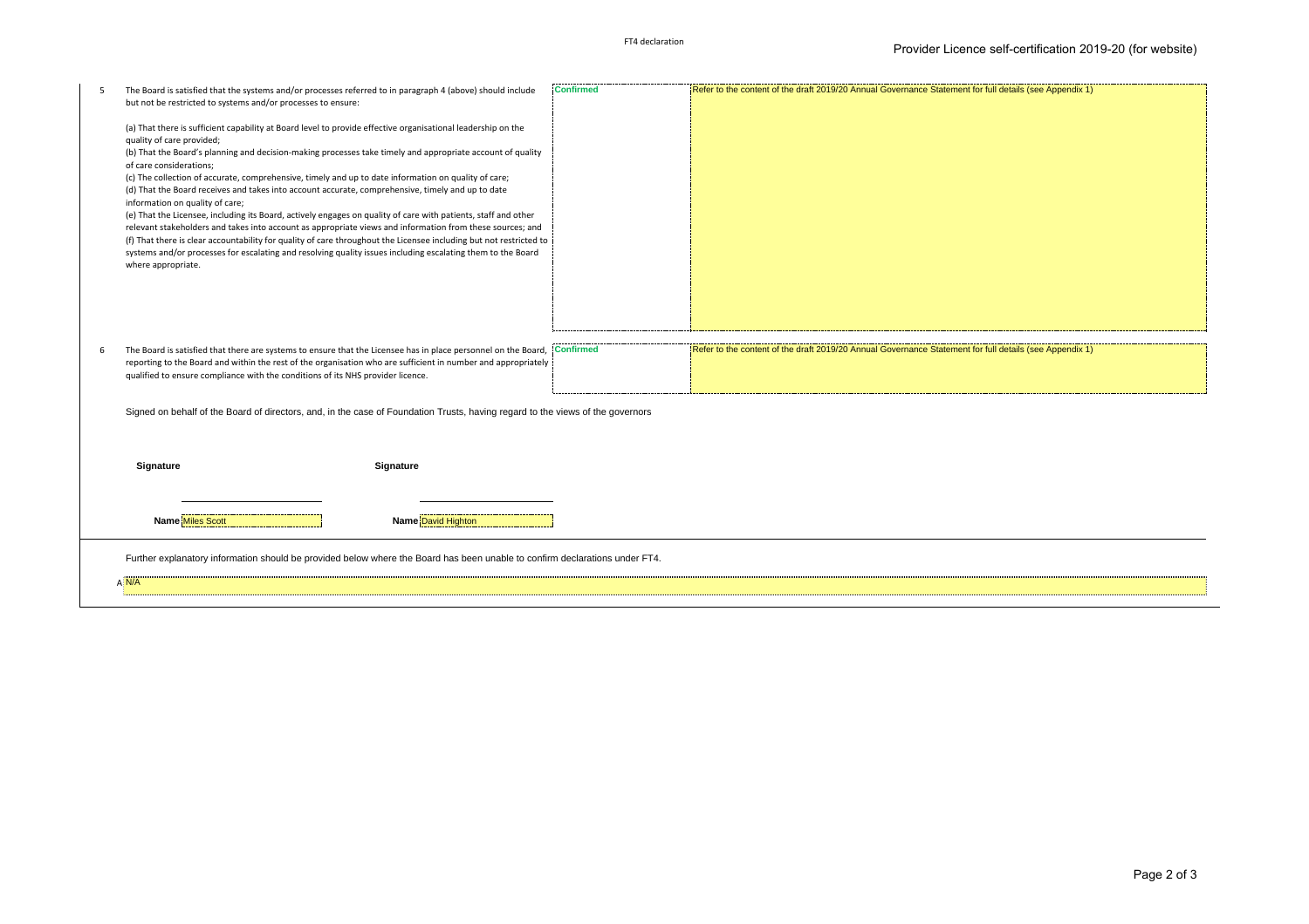| | | | |
|---|---|---|---|
| 5 | The Board is satisfied that the systems and/or processes referred to in paragraph 4 (above) should include but not be restricted to systems and/or processes to ensure:<br><br>(a) That there is sufficient capability at Board level to provide effective organisational leadership on the quality of care provided;<br>(b) That the Board's planning and decision-making processes take timely and appropriate account of quality of care considerations;<br>(c) The collection of accurate, comprehensive, timely and up to date information on quality of care;<br>(d) That the Board receives and takes into account accurate, comprehensive, timely and up to date information on quality of care;<br>(e) That the Licensee, including its Board, actively engages on quality of care with patients, staff and other relevant stakeholders and takes into account as appropriate views and information from these sources; and<br>(f) That there is clear accountability for quality of care throughout the Licensee including but not restricted to systems and/or processes for escalating and resolving quality issues including escalating them to the Board where appropriate. | Confirmed | Refer to the content of the draft 2019/20 Annual Governance Statement for full details (see Appendix 1) |
| 6 | The Board is satisfied that there are systems to ensure that the Licensee has in place personnel on the Board, reporting to the Board and within the rest of the organisation who are sufficient in number and appropriately qualified to ensure compliance with the conditions of its NHS provider licence. | Confirmed | Refer to the content of the draft 2019/20 Annual Governance Statement for full details (see Appendix 1) |

Signed on behalf of the Board of directors, and, in the case of Foundation Trusts, having regard to the views of the governors

| | |
|---|---|
| **Signature** | **Signature** |
| **Name** Miles Scott | **Name** David Highton |

Further explanatory information should be provided below where the Board has been unable to confirm declarations under FT4.

A N/A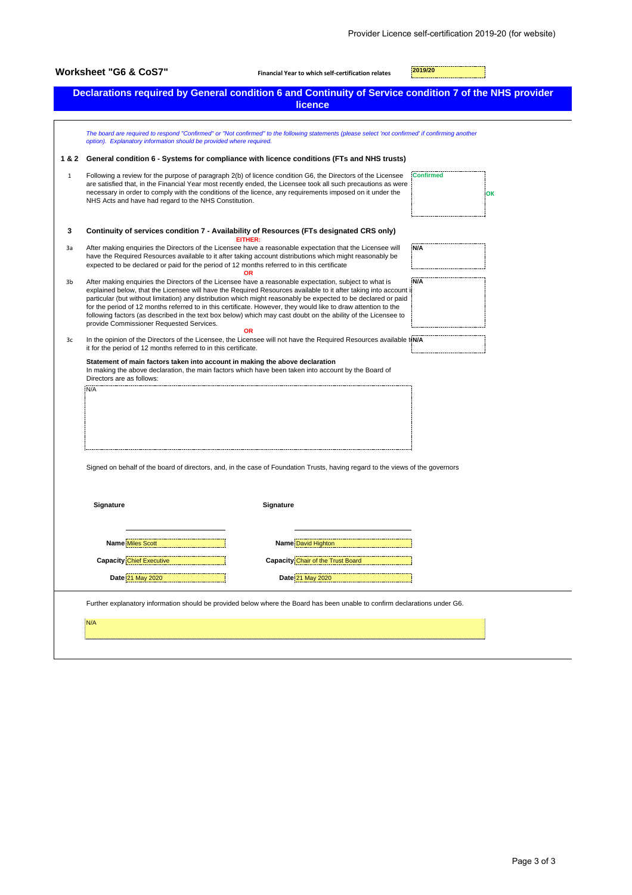**Worksheet "G6 & CoS7"**

**Financial Year to which self-certification relates** 2019/20

## Declarations required by General condition 6 and Continuity of Service condition 7 of the NHS provider licence

*The board are required to respond "Confirmed" or "Not confirmed" to the following statements (please select 'not confirmed' if confirming another option). Explanatory information should be provided where required.*

### 1 & 2 General condition 6 - Systems for compliance with licence conditions (FTs and NHS trusts)

| | | | |
|---|---|---|---|
| 1 | Following a review for the purpose of paragraph 2(b) of licence condition G6, the Directors of the Licensee are satisfied that, in the Financial Year most recently ended, the Licensee took all such precautions as were necessary in order to comply with the conditions of the licence, any requirements imposed on it under the NHS Acts and have had regard to the NHS Constitution. | Confirmed | OK |

### 3 Continuity of services condition 7 - Availability of Resources (FTs designated CRS only)

**EITHER:**

| | | |
|---|---|---|
| 3a | After making enquiries the Directors of the Licensee have a reasonable expectation that the Licensee will have the Required Resources available to it after taking account distributions which might reasonably be expected to be declared or paid for the period of 12 months referred to in this certificate | N/A |

**OR**

| | | |
|---|---|---|
| 3b | After making enquiries the Directors of the Licensee have a reasonable expectation, subject to what is explained below, that the Licensee will have the Required Resources available to it after taking account in particular (but without limitation) any distribution which might reasonably be expected to be declared or paid for the period of 12 months referred to in this certificate. However, they would like to draw attention to the following factors (as described in the text box below) which may cast doubt on the ability of the Licensee to provide Commissioner Requested Services. | N/A |

**OR**

| | | |
|---|---|---|
| 3c | In the opinion of the Directors of the Licensee, the Licensee will not have the Required Resources available to it for the period of 12 months referred to in this certificate. | N/A |

**Statement of main factors taken into account in making the above declaration**

In making the above declaration, the main factors which have been taken into account by the Board of Directors are as follows:

N/A

Signed on behalf of the board of directors, and, in the case of Foundation Trusts, having regard to the views of the governors

| | |
|---|---|
| **Signature** | **Signature** |
| **Name** Miles Scott | **Name** David Highton |
| **Capacity** Chief Executive | **Capacity** Chair of the Trust Board |
| **Date** 21 May 2020 | **Date** 21 May 2020 |

Further explanatory information should be provided below where the Board has been unable to confirm declarations under G6.

N/A